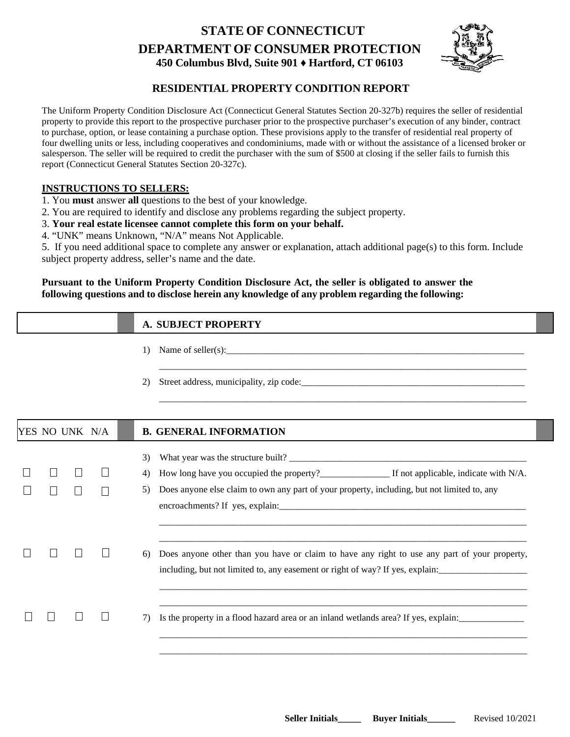# STATE OF CONNECTICUT

## DEPARTMENT OF CONSUMER PROTECTION

**450 Columbus Blvd, Suite 901 ♦ Hartford, CT 06103**

## RESIDENTIAL PROPERTY CONDITION REPORT

The Uniform Property Condition Disclosure Act (Connecticut General Statutes Section 20-327b) requires the seller of residential property to provide this report to the prospective purchaser prior to the prospective purchaser's execution of any binder, contract to purchase, option, or lease containing a purchase option. These provisions apply to the transfer of residential real property of four dwelling units or less, including cooperatives and condominiums, made with or without the assistance of a licensed broker or salesperson. The seller will be required to credit the purchaser with the sum of $500 at closing if the seller fails to furnish this report (Connecticut General Statutes Section 20-327c).

**INSTRUCTIONS TO SELLERS:**

1. You **must** answer **all** questions to the best of your knowledge.
2. You are required to identify and disclose any problems regarding the subject property.
3. **Your real estate licensee cannot complete this form on your behalf.**
4. "UNK" means Unknown, "N/A" means Not Applicable.
5. If you need additional space to complete any answer or explanation, attach additional page(s) to this form. Include subject property address, seller's name and the date.

**Pursuant to the Uniform Property Condition Disclosure Act, the seller is obligated to answer the following questions and to disclose herein any knowledge of any problem regarding the following:**

### A. SUBJECT PROPERTY

1) Name of seller(s):_______________________________________________________________________

_______________________________________________________________________________

2) Street address, municipality, zip code:_______________________________________________

_______________________________________________________________________________

### B. GENERAL INFORMATION

| YES | NO | UNK | N/A | |
|---|---|---|---|---|
| | | | | 3) What year was the structure built? ___________________________________________ |
| ☐ | ☐ | ☐ | ☐ | 4) How long have you occupied the property?_______________ If not applicable, indicate with N/A. |
| ☐ | ☐ | ☐ | ☐ | 5) Does anyone else claim to own any part of your property, including, but not limited to, any encroachments? If yes, explain:_____________________________________________ |
| ☐ | ☐ | ☐ | ☐ | 6) Does anyone other than you have or claim to have any right to use any part of your property, including, but not limited to, any easement or right of way? If yes, explain:___________________ |
| ☐ | ☐ | ☐ | ☐ | 7) Is the property in a flood hazard area or an inland wetlands area? If yes, explain:______________ |

**Seller Initials_____ Buyer Initials______** Revised 10/2021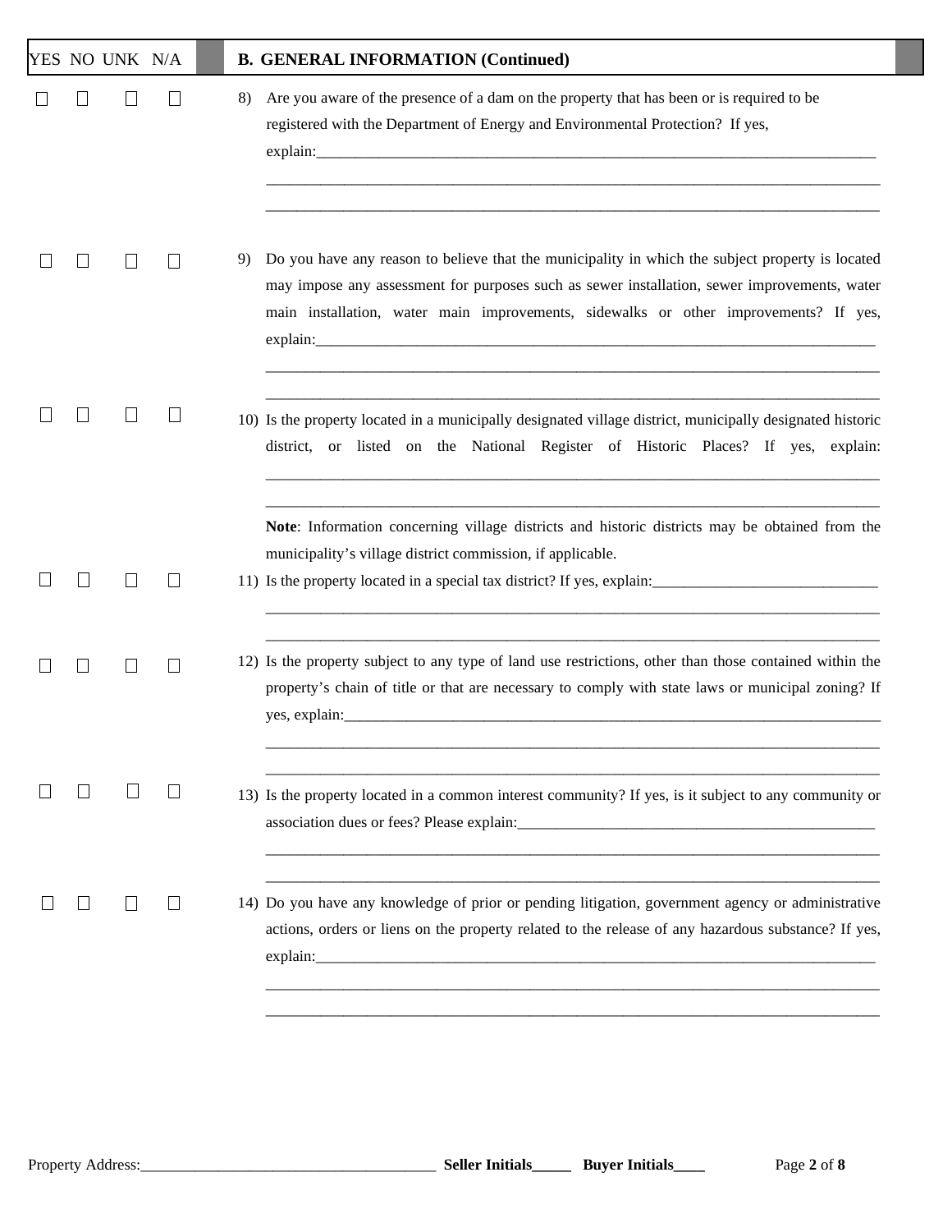| YES | NO | UNK | N/A | B. GENERAL INFORMATION (Continued) |
|---|---|---|---|---|
| ☐ | ☐ | ☐ | ☐ | 8) Are you aware of the presence of a dam on the property that has been or is required to be registered with the Department of Energy and Environmental Protection? If yes, explain:______________________________ |
| ☐ | ☐ | ☐ | ☐ | 9) Do you have any reason to believe that the municipality in which the subject property is located may impose any assessment for purposes such as sewer installation, sewer improvements, water main installation, water main improvements, sidewalks or other improvements? If yes, explain:______________________________ |
| ☐ | ☐ | ☐ | ☐ | 10) Is the property located in a municipally designated village district, municipally designated historic district, or listed on the National Register of Historic Places? If yes, explain:______________________________ **Note**: Information concerning village districts and historic districts may be obtained from the municipality's village district commission, if applicable. |
| ☐ | ☐ | ☐ | ☐ | 11) Is the property located in a special tax district? If yes, explain:______________________________ |
| ☐ | ☐ | ☐ | ☐ | 12) Is the property subject to any type of land use restrictions, other than those contained within the property's chain of title or that are necessary to comply with state laws or municipal zoning? If yes, explain:______________________________ |
| ☐ | ☐ | ☐ | ☐ | 13) Is the property located in a common interest community? If yes, is it subject to any community or association dues or fees? Please explain:______________________________ |
| ☐ | ☐ | ☐ | ☐ | 14) Do you have any knowledge of prior or pending litigation, government agency or administrative actions, orders or liens on the property related to the release of any hazardous substance? If yes, explain:______________________________ |

Property Address:______________________________ **Seller Initials_____** **Buyer Initials____**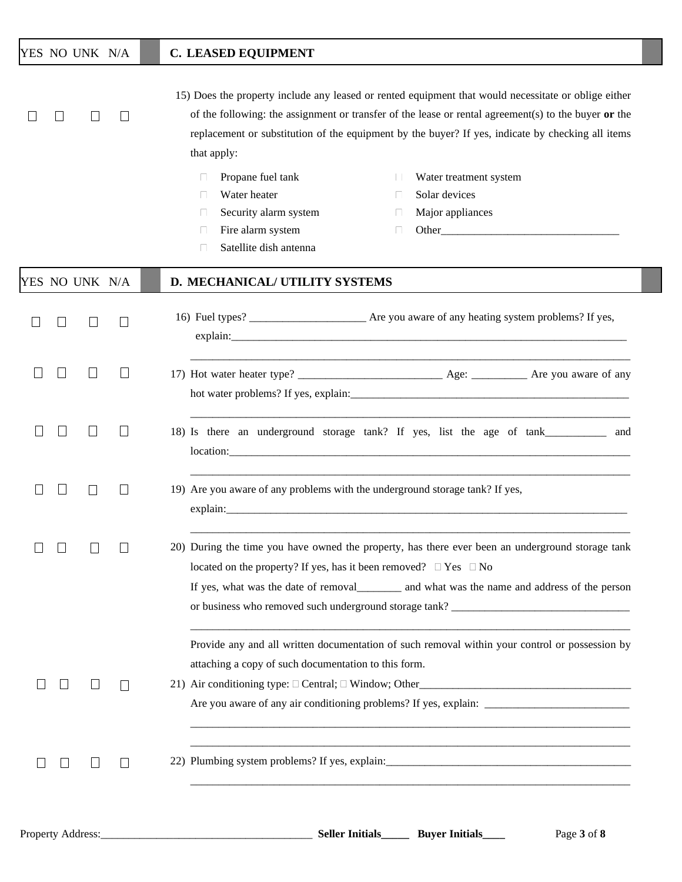| YES | NO | UNK | N/A | **C. LEASED EQUIPMENT** |
|---|---|---|---|---|
| ☐ | ☐ | ☐ | ☐ | 15) Does the property include any leased or rented equipment that would necessitate or oblige either of the following: the assignment or transfer of the lease or rental agreement(s) to the buyer **or** the replacement or substitution of the equipment by the buyer? If yes, indicate by checking all items that apply: |

- ☐ Propane fuel tank
- ☐ Water heater
- ☐ Security alarm system
- ☐ Fire alarm system
- ☐ Satellite dish antenna
- ☐ Water treatment system
- ☐ Solar devices
- ☐ Major appliances
- ☐ Other_______________________________

| YES | NO | UNK | N/A | **D. MECHANICAL/ UTILITY SYSTEMS** |
|---|---|---|---|---|
| ☐ | ☐ | ☐ | ☐ | 16) Fuel types? ____________________ Are you aware of any heating system problems? If yes, explain:___________________________________________________________________________ |
| ☐ | ☐ | ☐ | ☐ | 17) Hot water heater type? _________________________ Age: __________ Are you aware of any hot water problems? If yes, explain:___________________________________________________ |
| ☐ | ☐ | ☐ | ☐ | 18) Is there an underground storage tank? If yes, list the age of tank__________ and location:___________________________________________________________________________ |
| ☐ | ☐ | ☐ | ☐ | 19) Are you aware of any problems with the underground storage tank? If yes, explain:___________________________________________________________________________ |
| ☐ | ☐ | ☐ | ☐ | 20) During the time you have owned the property, has there ever been an underground storage tank located on the property? If yes, has it been removed? ☐ Yes ☐ No If yes, what was the date of removal________ and what was the name and address of the person or business who removed such underground storage tank? _______________________________ Provide any and all written documentation of such removal within your control or possession by attaching a copy of such documentation to this form. |
| ☐ | ☐ | ☐ | ☐ | 21) Air conditioning type: ☐ Central; ☐ Window; Other_____________________________________ Are you aware of any air conditioning problems? If yes, explain: _________________________ |
| ☐ | ☐ | ☐ | ☐ | 22) Plumbing system problems? If yes, explain:____________________________________________ |

Property Address:_____________________________________ **Seller Initials_____ Buyer Initials____**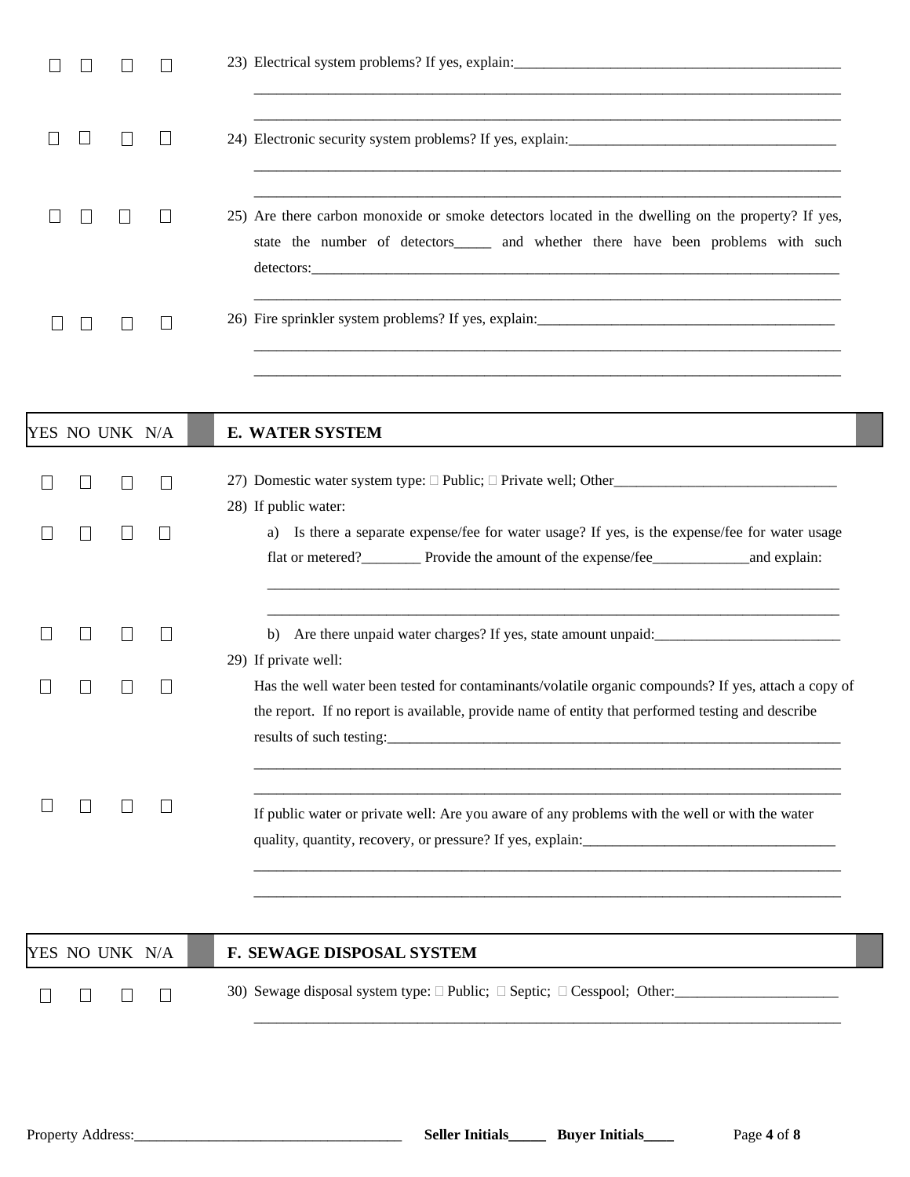| | | | | |
|---|---|---|---|---|
| ☐ | ☐ | ☐ | ☐ | 23) Electrical system problems? If yes, explain:_____________________________________________ |
| ☐ | ☐ | ☐ | ☐ | 24) Electronic security system problems? If yes, explain:____________________________________ |
| ☐ | ☐ | ☐ | ☐ | 25) Are there carbon monoxide or smoke detectors located in the dwelling on the property? If yes, state the number of detectors_____ and whether there have been problems with such detectors:___________________________________________________________________________ |
| ☐ | ☐ | ☐ | ☐ | 26) Fire sprinkler system problems? If yes, explain:________________________________________ |

| YES | NO | UNK | N/A | E. WATER SYSTEM |
|---|---|---|---|---|
| ☐ | ☐ | ☐ | ☐ | 27) Domestic water system type: ☐ Public; ☐ Private well; Other_______________________________ |
| | | | | 28) If public water: |
| ☐ | ☐ | ☐ | ☐ | a) Is there a separate expense/fee for water usage? If yes, is the expense/fee for water usage flat or metered?________ Provide the amount of the expense/fee_____________and explain: |
| ☐ | ☐ | ☐ | ☐ | b) Are there unpaid water charges? If yes, state amount unpaid:_________________________ |
| | | | | 29) If private well: |
| ☐ | ☐ | ☐ | ☐ | Has the well water been tested for contaminants/volatile organic compounds? If yes, attach a copy of the report. If no report is available, provide name of entity that performed testing and describe results of such testing:________________________________________________________________ |
| ☐ | ☐ | ☐ | ☐ | If public water or private well: Are you aware of any problems with the well or with the water quality, quantity, recovery, or pressure? If yes, explain:__________________________________ |

| YES | NO | UNK | N/A | F. SEWAGE DISPOSAL SYSTEM |
|---|---|---|---|---|
| ☐ | ☐ | ☐ | ☐ | 30) Sewage disposal system type: ☐ Public; ☐ Septic; ☐ Cesspool; Other:______________________ |

Property Address:____________________________________ **Seller Initials_____ Buyer Initials____**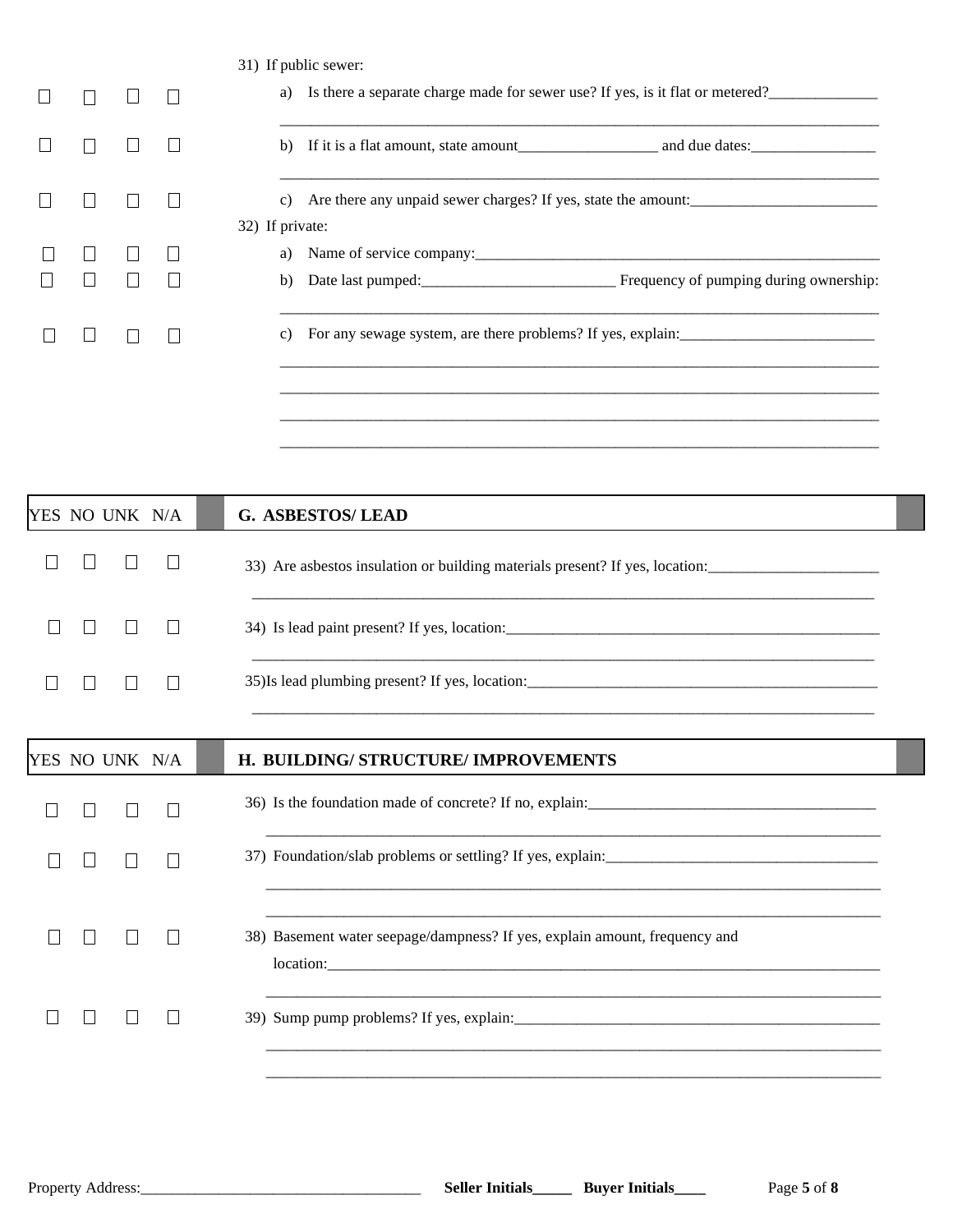| YES | NO | UNK | N/A | |
|---|---|---|---|---|
| | | | | 31) If public sewer: |
| ☐ | ☐ | ☐ | ☐ | a) Is there a separate charge made for sewer use? If yes, is it flat or metered?______________ ___________________________________________________________________________ |
| ☐ | ☐ | ☐ | ☐ | b) If it is a flat amount, state amount__________________ and due dates:________________ ___________________________________________________________________________ |
| ☐ | ☐ | ☐ | ☐ | c) Are there any unpaid sewer charges? If yes, state the amount:________________________ |
| | | | | 32) If private: |
| ☐ | ☐ | ☐ | ☐ | a) Name of service company:_______________________________________________________ |
| ☐ | ☐ | ☐ | ☐ | b) Date last pumped:________________________ Frequency of pumping during ownership: ___________________________________________________________________________ |
| ☐ | ☐ | ☐ | ☐ | c) For any sewage system, are there problems? If yes, explain:_________________________ ___________________________________________________________________________ ___________________________________________________________________________ ___________________________________________________________________________ ___________________________________________________________________________ |

| YES | NO | UNK | N/A | **G. ASBESTOS/ LEAD** |
|---|---|---|---|---|
| ☐ | ☐ | ☐ | ☐ | 33) Are asbestos insulation or building materials present? If yes, location:______________________ ___________________________________________________________________________ |
| ☐ | ☐ | ☐ | ☐ | 34) Is lead paint present? If yes, location:__________________________________________________ ___________________________________________________________________________ |
| ☐ | ☐ | ☐ | ☐ | 35)Is lead plumbing present? If yes, location:_______________________________________________ ___________________________________________________________________________ |

| YES | NO | UNK | N/A | **H. BUILDING/ STRUCTURE/ IMPROVEMENTS** |
|---|---|---|---|---|
| ☐ | ☐ | ☐ | ☐ | 36) Is the foundation made of concrete? If no, explain:_____________________________________ ___________________________________________________________________________ |
| ☐ | ☐ | ☐ | ☐ | 37) Foundation/slab problems or settling? If yes, explain:___________________________________ ___________________________________________________________________________ ___________________________________________________________________________ |
| ☐ | ☐ | ☐ | ☐ | 38) Basement water seepage/dampness? If yes, explain amount, frequency and location:__________________________________________________________________________ ___________________________________________________________________________ |
| ☐ | ☐ | ☐ | ☐ | 39) Sump pump problems? If yes, explain:_________________________________________________ ___________________________________________________________________________ ___________________________________________________________________________ |

Property Address:____________________________________ **Seller Initials_____ Buyer Initials____**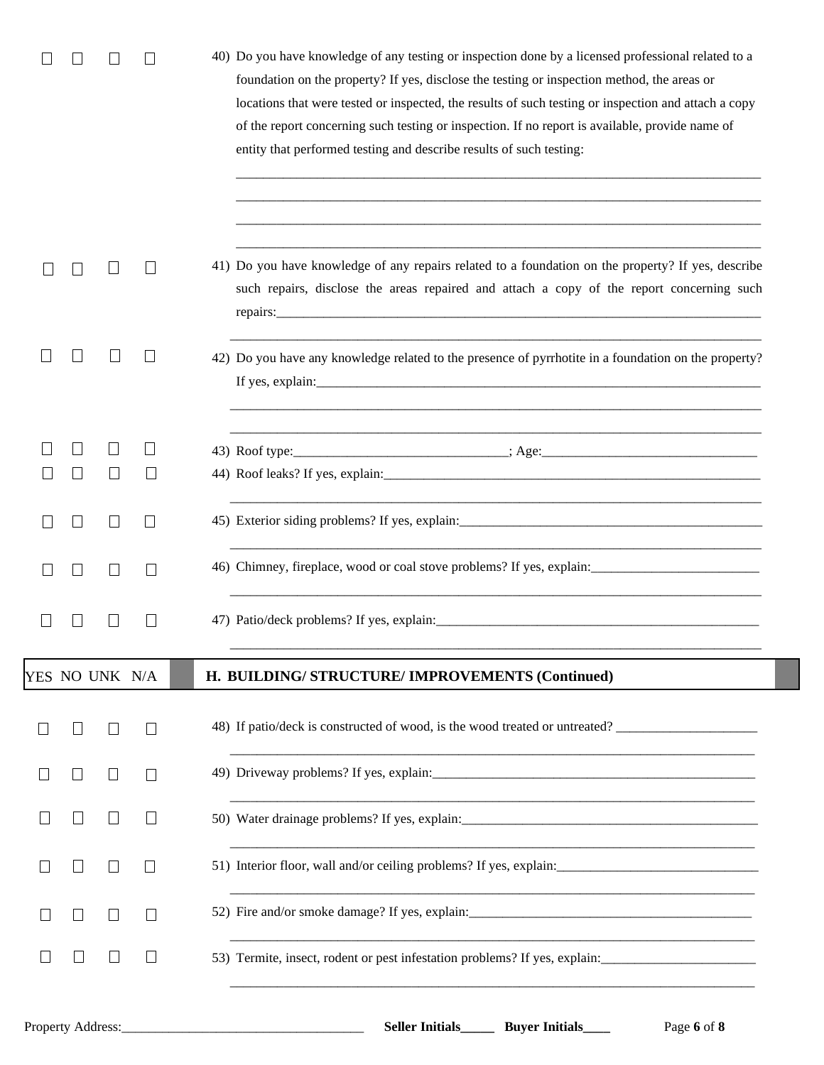| YES | NO | UNK | N/A | |
|---|---|---|---|---|
| ☐ | ☐ | ☐ | ☐ | 40) Do you have knowledge of any testing or inspection done by a licensed professional related to a foundation on the property? If yes, disclose the testing or inspection method, the areas or locations that were tested or inspected, the results of such testing or inspection and attach a copy of the report concerning such testing or inspection. If no report is available, provide name of entity that performed testing and describe results of such testing: ______________________________ |
| ☐ | ☐ | ☐ | ☐ | 41) Do you have knowledge of any repairs related to a foundation on the property? If yes, describe such repairs, disclose the areas repaired and attach a copy of the report concerning such repairs: ______________________________ |
| ☐ | ☐ | ☐ | ☐ | 42) Do you have any knowledge related to the presence of pyrrhotite in a foundation on the property? If yes, explain: ______________________________ |
| ☐ | ☐ | ☐ | ☐ | 43) Roof type: ________________; Age: ________________ |
| ☐ | ☐ | ☐ | ☐ | 44) Roof leaks? If yes, explain: ______________________________ |
| ☐ | ☐ | ☐ | ☐ | 45) Exterior siding problems? If yes, explain: ______________________________ |
| ☐ | ☐ | ☐ | ☐ | 46) Chimney, fireplace, wood or coal stove problems? If yes, explain: ______________________________ |
| ☐ | ☐ | ☐ | ☐ | 47) Patio/deck problems? If yes, explain: ______________________________ |

| YES | NO | UNK | N/A | **H. BUILDING/ STRUCTURE/ IMPROVEMENTS (Continued)** |
|---|---|---|---|---|
| ☐ | ☐ | ☐ | ☐ | 48) If patio/deck is constructed of wood, is the wood treated or untreated? ______________________________ |
| ☐ | ☐ | ☐ | ☐ | 49) Driveway problems? If yes, explain: ______________________________ |
| ☐ | ☐ | ☐ | ☐ | 50) Water drainage problems? If yes, explain: ______________________________ |
| ☐ | ☐ | ☐ | ☐ | 51) Interior floor, wall and/or ceiling problems? If yes, explain: ______________________________ |
| ☐ | ☐ | ☐ | ☐ | 52) Fire and/or smoke damage? If yes, explain: ______________________________ |
| ☐ | ☐ | ☐ | ☐ | 53) Termite, insect, rodent or pest infestation problems? If yes, explain: ______________________________ |

Property Address: ____________________ **Seller Initials_____ Buyer Initials____**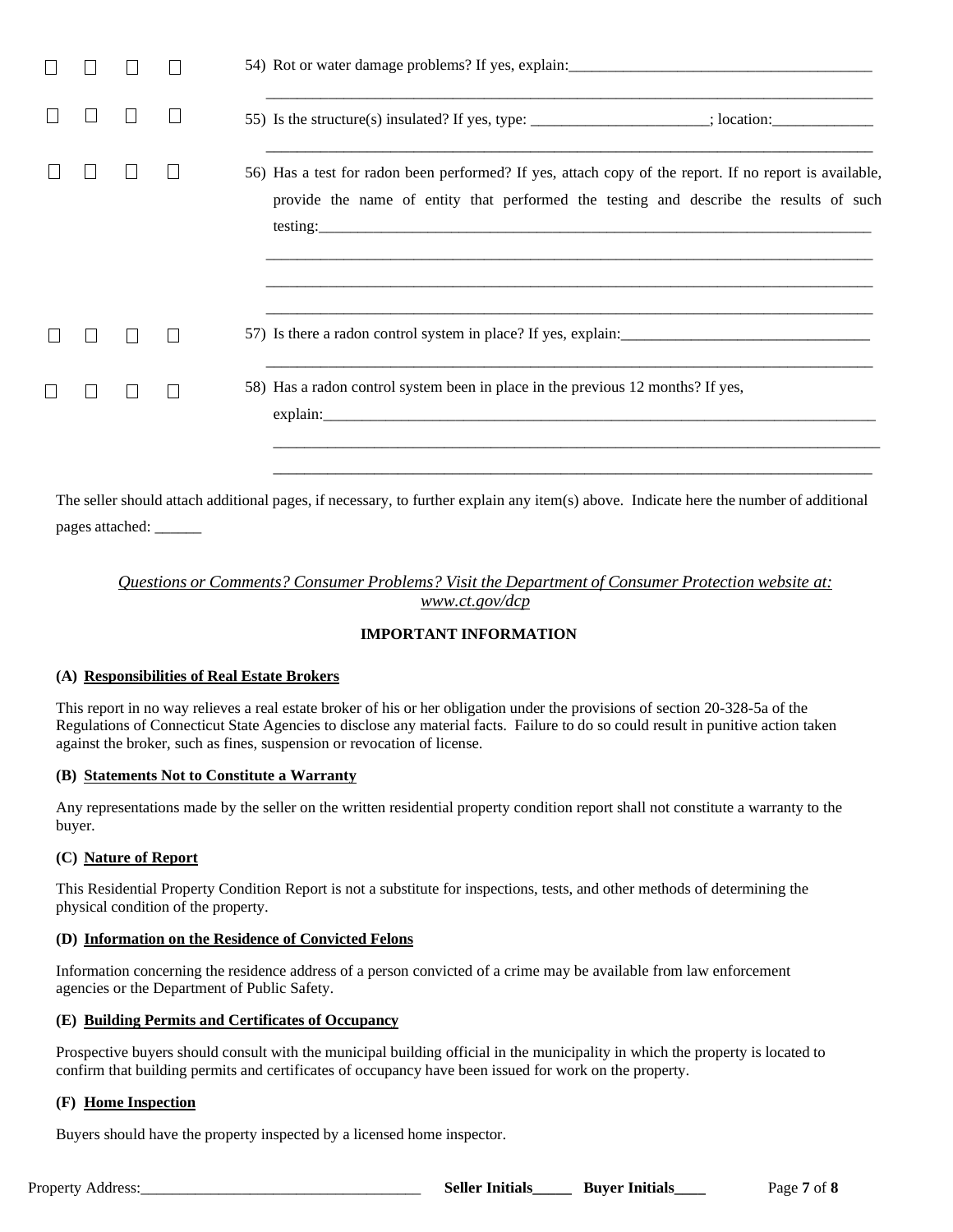☐ ☐ ☐ ☐ 54) Rot or water damage problems? If yes, explain:_______________________________________

_______________________________________________________________________________

☐ ☐ ☐ ☐ 55) Is the structure(s) insulated? If yes, type: _______________________; location:_____________

_______________________________________________________________________________

☐ ☐ ☐ ☐ 56) Has a test for radon been performed? If yes, attach copy of the report. If no report is available, provide the name of entity that performed the testing and describe the results of such testing:_________________________________________________________________________

_______________________________________________________________________________

_______________________________________________________________________________

_______________________________________________________________________________

☐ ☐ ☐ ☐ 57) Is there a radon control system in place? If yes, explain:________________________________

_______________________________________________________________________________

☐ ☐ ☐ ☐ 58) Has a radon control system been in place in the previous 12 months? If yes, explain:__________________________________________________________________________

_______________________________________________________________________________

_______________________________________________________________________________

The seller should attach additional pages, if necessary, to further explain any item(s) above. Indicate here the number of additional pages attached: ______

*Questions or Comments? Consumer Problems? Visit the Department of Consumer Protection website at: www.ct.gov/dcp*

**IMPORTANT INFORMATION**

**(A) Responsibilities of Real Estate Brokers**

This report in no way relieves a real estate broker of his or her obligation under the provisions of section 20-328-5a of the Regulations of Connecticut State Agencies to disclose any material facts. Failure to do so could result in punitive action taken against the broker, such as fines, suspension or revocation of license.

**(B) Statements Not to Constitute a Warranty**

Any representations made by the seller on the written residential property condition report shall not constitute a warranty to the buyer.

**(C) Nature of Report**

This Residential Property Condition Report is not a substitute for inspections, tests, and other methods of determining the physical condition of the property.

**(D) Information on the Residence of Convicted Felons**

Information concerning the residence address of a person convicted of a crime may be available from law enforcement agencies or the Department of Public Safety.

**(E) Building Permits and Certificates of Occupancy**

Prospective buyers should consult with the municipal building official in the municipality in which the property is located to confirm that building permits and certificates of occupancy have been issued for work on the property.

**(F) Home Inspection**

Buyers should have the property inspected by a licensed home inspector.

Property Address:___________________________________ **Seller Initials_____ Buyer Initials____**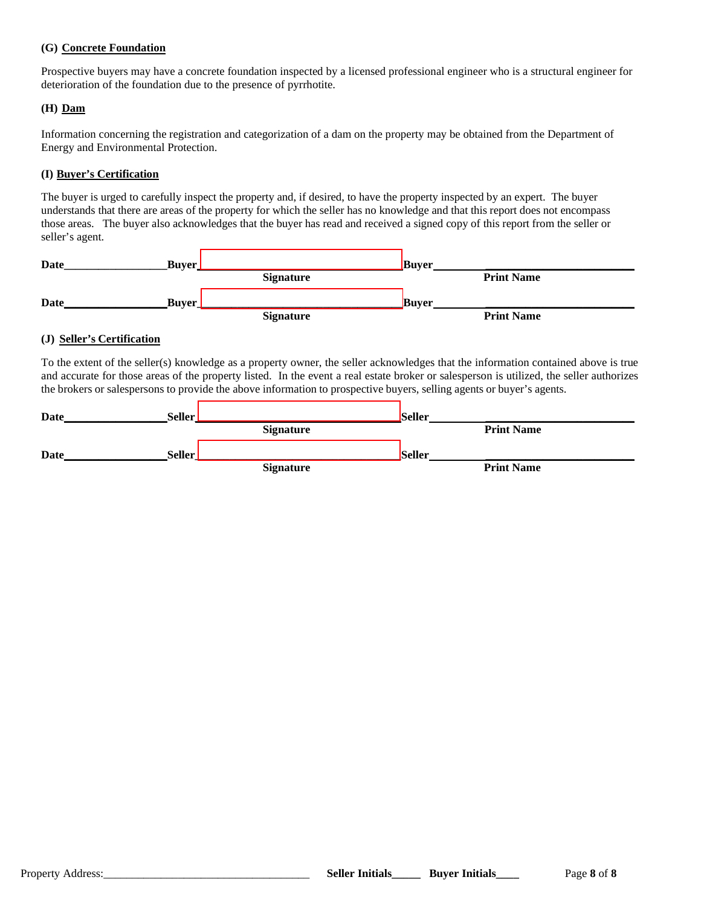### (G) Concrete Foundation

Prospective buyers may have a concrete foundation inspected by a licensed professional engineer who is a structural engineer for deterioration of the foundation due to the presence of pyrrhotite.

### (H) Dam

Information concerning the registration and categorization of a dam on the property may be obtained from the Department of Energy and Environmental Protection.

### (I) Buyer's Certification

The buyer is urged to carefully inspect the property and, if desired, to have the property inspected by an expert. The buyer understands that there are areas of the property for which the seller has no knowledge and that this report does not encompass those areas. The buyer also acknowledges that the buyer has read and received a signed copy of this report from the seller or seller's agent.

**Date**__________________ **Buyer**__________________________________ **Buyer**__________________________________
Signature Print Name

**Date**__________________ **Buyer**__________________________________ **Buyer**__________________________________
Signature Print Name

### (J) Seller's Certification

To the extent of the seller(s) knowledge as a property owner, the seller acknowledges that the information contained above is true and accurate for those areas of the property listed. In the event a real estate broker or salesperson is utilized, the seller authorizes the brokers or salespersons to provide the above information to prospective buyers, selling agents or buyer's agents.

**Date**__________________ **Seller**__________________________________ **Seller**__________________________________
Signature Print Name

**Date**__________________ **Seller**__________________________________ **Seller**__________________________________
Signature Print Name

Property Address:____________________________________ **Seller Initials**_____ **Buyer Initials**____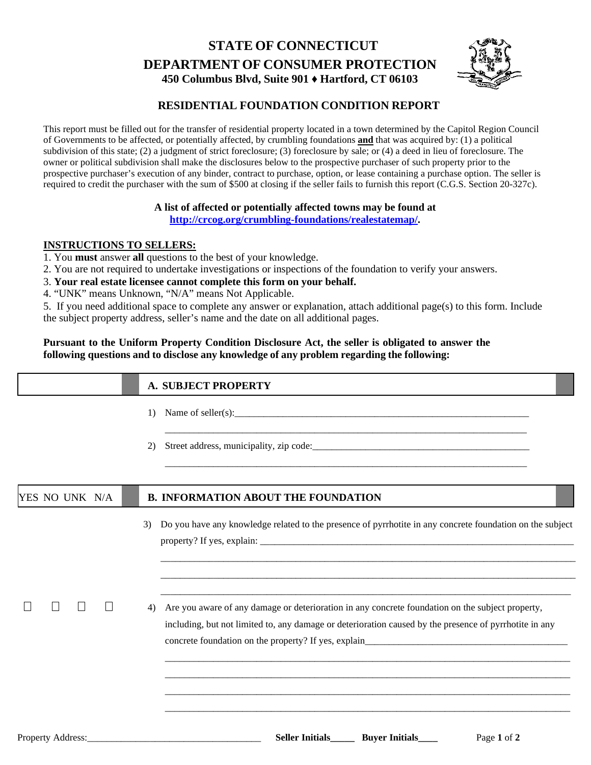# STATE OF CONNECTICUT
## DEPARTMENT OF CONSUMER PROTECTION
**450 Columbus Blvd, Suite 901 ♦ Hartford, CT 06103**

### RESIDENTIAL FOUNDATION CONDITION REPORT

This report must be filled out for the transfer of residential property located in a town determined by the Capitol Region Council of Governments to be affected, or potentially affected, by crumbling foundations **and** that was acquired by: (1) a political subdivision of this state; (2) a judgment of strict foreclosure; (3) foreclosure by sale; or (4) a deed in lieu of foreclosure. The owner or political subdivision shall make the disclosures below to the prospective purchaser of such property prior to the prospective purchaser's execution of any binder, contract to purchase, option, or lease containing a purchase option. The seller is required to credit the purchaser with the sum of $500 at closing if the seller fails to furnish this report (C.G.S. Section 20-327c).

**A list of affected or potentially affected towns may be found at [http://crcog.org/crumbling-foundations/realestatemap/](http://crcog.org/crumbling-foundations/realestatemap/).**

**INSTRUCTIONS TO SELLERS:**

1. You **must** answer **all** questions to the best of your knowledge.
2. You are not required to undertake investigations or inspections of the foundation to verify your answers.
3. **Your real estate licensee cannot complete this form on your behalf.**
4. "UNK" means Unknown, "N/A" means Not Applicable.
5. If you need additional space to complete any answer or explanation, attach additional page(s) to this form. Include the subject property address, seller's name and the date on all additional pages.

**Pursuant to the Uniform Property Condition Disclosure Act, the seller is obligated to answer the following questions and to disclose any knowledge of any problem regarding the following:**

**A. SUBJECT PROPERTY**

1) Name of seller(s): ______________________________________________

______________________________________________

2) Street address, municipality, zip code: ______________________________________________

______________________________________________

| YES | NO | UNK | N/A | B. INFORMATION ABOUT THE FOUNDATION |
|---|---|---|---|---|
| | | | | 3) Do you have any knowledge related to the presence of pyrrhotite in any concrete foundation on the subject property? If yes, explain: ______________________________________________ |
| ☐ | ☐ | ☐ | ☐ | 4) Are you aware of any damage or deterioration in any concrete foundation on the subject property, including, but not limited to, any damage or deterioration caused by the presence of pyrrhotite in any concrete foundation on the property? If yes, explain ______________________________________________ |

Property Address: ______________________ **Seller Initials_____** **Buyer Initials____**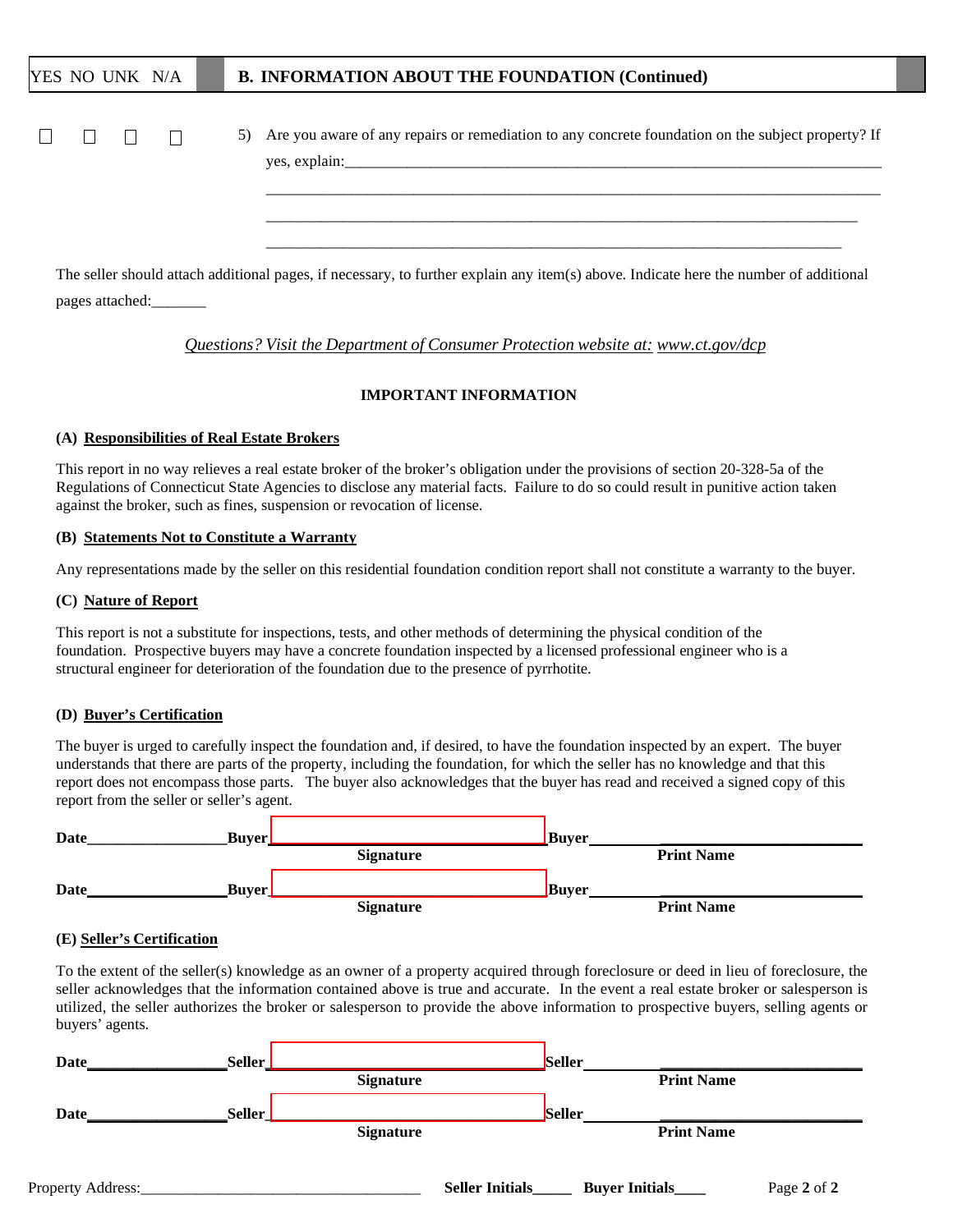| YES | NO | UNK | N/A | B. INFORMATION ABOUT THE FOUNDATION (Continued) |
|---|---|---|---|---|
| ☐ | ☐ | ☐ | ☐ | 5) Are you aware of any repairs or remediation to any concrete foundation on the subject property? If yes, explain:______________________________________________________________________ |

The seller should attach additional pages, if necessary, to further explain any item(s) above. Indicate here the number of additional pages attached:_______

*Questions? Visit the Department of Consumer Protection website at: www.ct.gov/dcp*

### IMPORTANT INFORMATION

**(A) Responsibilities of Real Estate Brokers**

This report in no way relieves a real estate broker of the broker's obligation under the provisions of section 20-328-5a of the Regulations of Connecticut State Agencies to disclose any material facts. Failure to do so could result in punitive action taken against the broker, such as fines, suspension or revocation of license.

**(B) Statements Not to Constitute a Warranty**

Any representations made by the seller on this residential foundation condition report shall not constitute a warranty to the buyer.

**(C) Nature of Report**

This report is not a substitute for inspections, tests, and other methods of determining the physical condition of the foundation. Prospective buyers may have a concrete foundation inspected by a licensed professional engineer who is a structural engineer for deterioration of the foundation due to the presence of pyrrhotite.

**(D) Buyer's Certification**

The buyer is urged to carefully inspect the foundation and, if desired, to have the foundation inspected by an expert. The buyer understands that there are parts of the property, including the foundation, for which the seller has no knowledge and that this report does not encompass those parts. The buyer also acknowledges that the buyer has read and received a signed copy of this report from the seller or seller's agent.

**Date**__________________ **Buyer**________________________________ **Buyer**__________________________
**Signature** **Print Name**

**Date**__________________ **Buyer**________________________________ **Buyer**__________________________
**Signature** **Print Name**

**(E) Seller's Certification**

To the extent of the seller(s) knowledge as an owner of a property acquired through foreclosure or deed in lieu of foreclosure, the seller acknowledges that the information contained above is true and accurate. In the event a real estate broker or salesperson is utilized, the seller authorizes the broker or salesperson to provide the above information to prospective buyers, selling agents or buyers' agents.

**Date**__________________ **Seller**________________________________ **Seller**__________________________
**Signature** **Print Name**

**Date**__________________ **Seller**________________________________ **Seller**__________________________
**Signature** **Print Name**

Property Address:____________________________________ **Seller Initials**_____ **Buyer Initials**____